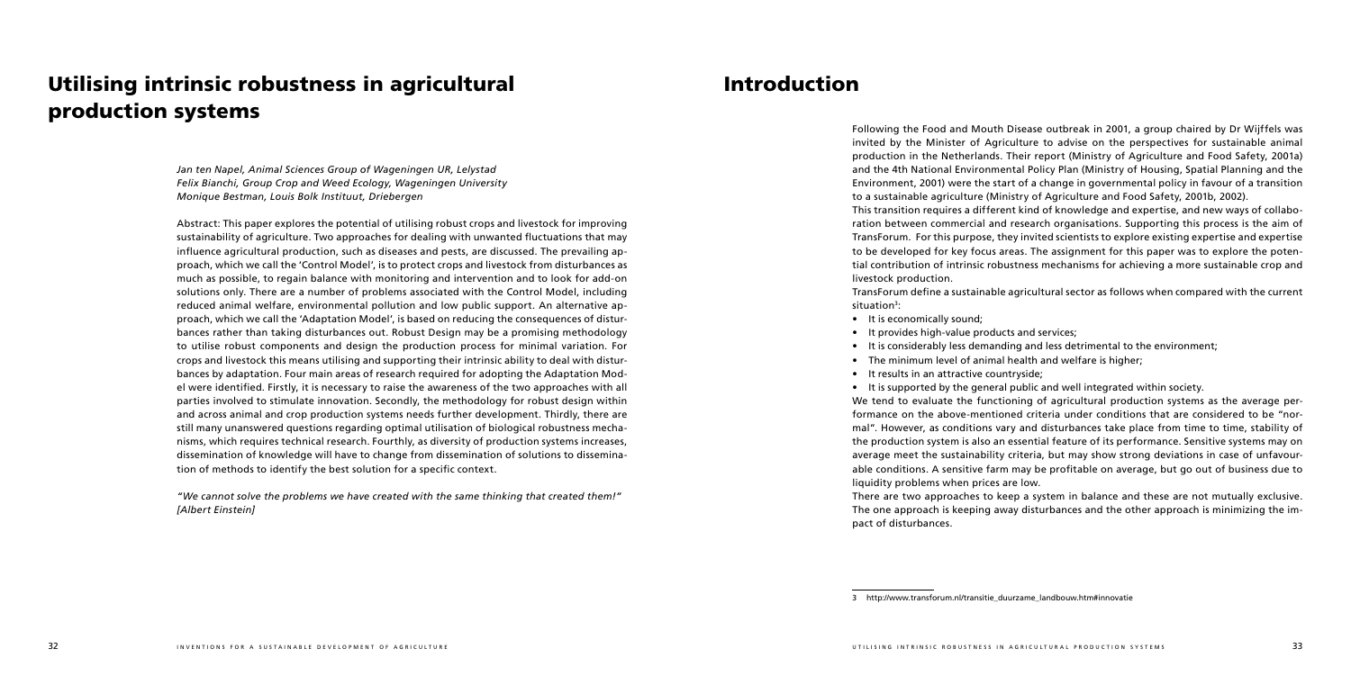# Utilising intrinsic robustness in agricultural production systems

*Jan ten Napel, Animal Sciences Group of Wageningen UR, Lelystad*
*Felix Bianchi, Group Crop and Weed Ecology, Wageningen University*
*Monique Bestman, Louis Bolk Instituut, Driebergen*

Abstract: This paper explores the potential of utilising robust crops and livestock for improving sustainability of agriculture. Two approaches for dealing with unwanted fluctuations that may influence agricultural production, such as diseases and pests, are discussed. The prevailing approach, which we call the 'Control Model', is to protect crops and livestock from disturbances as much as possible, to regain balance with monitoring and intervention and to look for add-on solutions only. There are a number of problems associated with the Control Model, including reduced animal welfare, environmental pollution and low public support. An alternative approach, which we call the 'Adaptation Model', is based on reducing the consequences of disturbances rather than taking disturbances out. Robust Design may be a promising methodology to utilise robust components and design the production process for minimal variation. For crops and livestock this means utilising and supporting their intrinsic ability to deal with disturbances by adaptation. Four main areas of research required for adopting the Adaptation Model were identified. Firstly, it is necessary to raise the awareness of the two approaches with all parties involved to stimulate innovation. Secondly, the methodology for robust design within and across animal and crop production systems needs further development. Thirdly, there are still many unanswered questions regarding optimal utilisation of biological robustness mechanisms, which requires technical research. Fourthly, as diversity of production systems increases, dissemination of knowledge will have to change from dissemination of solutions to dissemination of methods to identify the best solution for a specific context.

*"We cannot solve the problems we have created with the same thinking that created them!" [Albert Einstein]*

# Introduction

Following the Food and Mouth Disease outbreak in 2001, a group chaired by Dr Wijffels was invited by the Minister of Agriculture to advise on the perspectives for sustainable animal production in the Netherlands. Their report (Ministry of Agriculture and Food Safety, 2001a) and the 4th National Environmental Policy Plan (Ministry of Housing, Spatial Planning and the Environment, 2001) were the start of a change in governmental policy in favour of a transition to a sustainable agriculture (Ministry of Agriculture and Food Safety, 2001b, 2002).

This transition requires a different kind of knowledge and expertise, and new ways of collaboration between commercial and research organisations. Supporting this process is the aim of TransForum. For this purpose, they invited scientists to explore existing expertise and expertise to be developed for key focus areas. The assignment for this paper was to explore the potential contribution of intrinsic robustness mechanisms for achieving a more sustainable crop and livestock production.

TransForum define a sustainable agricultural sector as follows when compared with the current situation[3]:

- It is economically sound;
- It provides high-value products and services;
- It is considerably less demanding and less detrimental to the environment;
- The minimum level of animal health and welfare is higher;
- It results in an attractive countryside;
- It is supported by the general public and well integrated within society.

We tend to evaluate the functioning of agricultural production systems as the average performance on the above-mentioned criteria under conditions that are considered to be "normal". However, as conditions vary and disturbances take place from time to time, stability of the production system is also an essential feature of its performance. Sensitive systems may on average meet the sustainability criteria, but may show strong deviations in case of unfavourable conditions. A sensitive farm may be profitable on average, but go out of business due to liquidity problems when prices are low.

There are two approaches to keep a system in balance and these are not mutually exclusive. The one approach is keeping away disturbances and the other approach is minimizing the impact of disturbances.

3 http://www.transforum.nl/transitie_duurzame_landbouw.htm#innovatie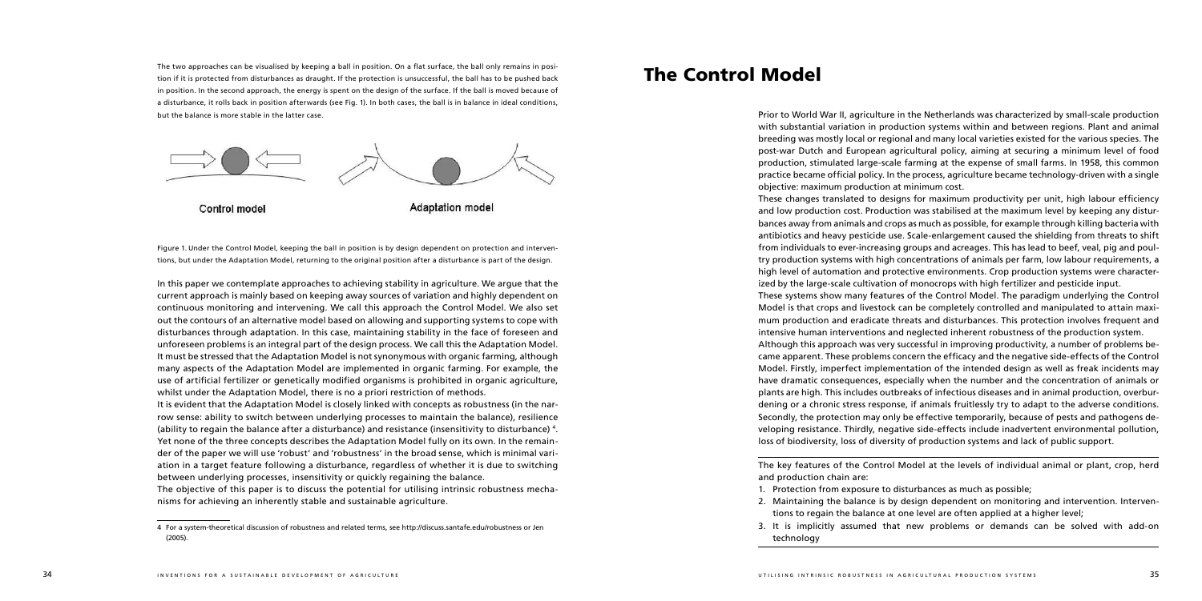The two approaches can be visualised by keeping a ball in position. On a flat surface, the ball only remains in position if it is protected from disturbances as draught. If the protection is unsuccessful, the ball has to be pushed back in position. In the second approach, the energy is spent on the design of the surface. If the ball is moved because of a disturbance, it rolls back in position afterwards (see Fig. 1). In both cases, the ball is in balance in ideal conditions, but the balance is more stable in the latter case.

Control model | Adaptation model

Figure 1. Under the Control Model, keeping the ball in position is by design dependent on protection and interventions, but under the Adaptation Model, returning to the original position after a disturbance is part of the design.

In this paper we contemplate approaches to achieving stability in agriculture. We argue that the current approach is mainly based on keeping away sources of variation and highly dependent on continuous monitoring and intervening. We call this approach the Control Model. We also set out the contours of an alternative model based on allowing and supporting systems to cope with disturbances through adaptation. In this case, maintaining stability in the face of foreseen and unforeseen problems is an integral part of the design process. We call this the Adaptation Model. It must be stressed that the Adaptation Model is not synonymous with organic farming, although many aspects of the Adaptation Model are implemented in organic farming. For example, the use of artificial fertilizer or genetically modified organisms is prohibited in organic agriculture, whilst under the Adaptation Model, there is no a priori restriction of methods.

It is evident that the Adaptation Model is closely linked with concepts as robustness (in the narrow sense: ability to switch between underlying processes to maintain the balance), resilience (ability to regain the balance after a disturbance) and resistance (insensitivity to disturbance) [4]. Yet none of the three concepts describes the Adaptation Model fully on its own. In the remainder of the paper we will use 'robust' and 'robustness' in the broad sense, which is minimal variation in a target feature following a disturbance, regardless of whether it is due to switching between underlying processes, insensitivity or quickly regaining the balance.

The objective of this paper is to discuss the potential for utilising intrinsic robustness mechanisms for achieving an inherently stable and sustainable agriculture.

[4] For a system-theoretical discussion of robustness and related terms, see http://discuss.santafe.edu/robustness or Jen (2005).

# The Control Model

Prior to World War II, agriculture in the Netherlands was characterized by small-scale production with substantial variation in production systems within and between regions. Plant and animal breeding was mostly local or regional and many local varieties existed for the various species. The post-war Dutch and European agricultural policy, aiming at securing a minimum level of food production, stimulated large-scale farming at the expense of small farms. In 1958, this common practice became official policy. In the process, agriculture became technology-driven with a single objective: maximum production at minimum cost.

These changes translated to designs for maximum productivity per unit, high labour efficiency and low production cost. Production was stabilised at the maximum level by keeping any disturbances away from animals and crops as much as possible, for example through killing bacteria with antibiotics and heavy pesticide use. Scale-enlargement caused the shielding from threats to shift from individuals to ever-increasing groups and acreages. This has lead to beef, veal, pig and poultry production systems with high concentrations of animals per farm, low labour requirements, a high level of automation and protective environments. Crop production systems were characterized by the large-scale cultivation of monocrops with high fertilizer and pesticide input.

These systems show many features of the Control Model. The paradigm underlying the Control Model is that crops and livestock can be completely controlled and manipulated to attain maximum production and eradicate threats and disturbances. This protection involves frequent and intensive human interventions and neglected inherent robustness of the production system.

Although this approach was very successful in improving productivity, a number of problems became apparent. These problems concern the efficacy and the negative side-effects of the Control Model. Firstly, imperfect implementation of the intended design as well as freak incidents may have dramatic consequences, especially when the number and the concentration of animals or plants are high. This includes outbreaks of infectious diseases and in animal production, overburdening or a chronic stress response, if animals fruitlessly try to adapt to the adverse conditions. Secondly, the protection may only be effective temporarily, because of pests and pathogens developing resistance. Thirdly, negative side-effects include inadvertent environmental pollution, loss of biodiversity, loss of diversity of production systems and lack of public support.

The key features of the Control Model at the levels of individual animal or plant, crop, herd and production chain are:

1. Protection from exposure to disturbances as much as possible;
2. Maintaining the balance is by design dependent on monitoring and intervention. Interventions to regain the balance at one level are often applied at a higher level;
3. It is implicitly assumed that new problems or demands can be solved with add-on technology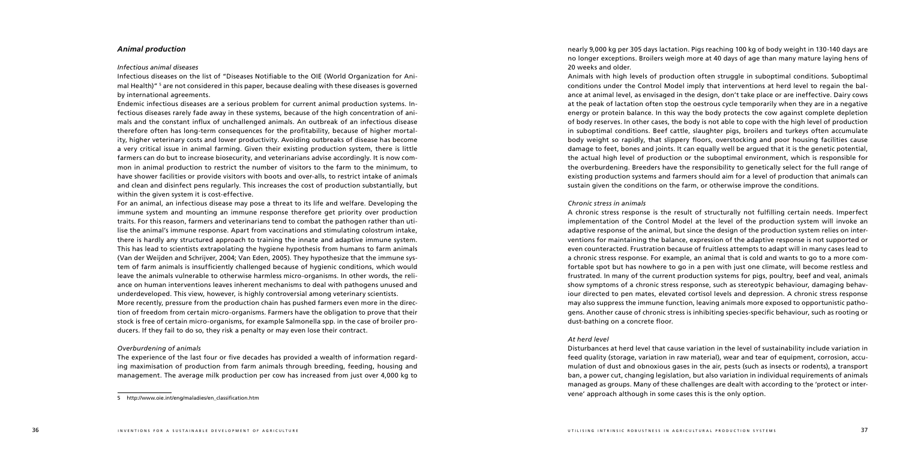## *Animal production*

### *Infectious animal diseases*

Infectious diseases on the list of "Diseases Notifiable to the OIE (World Organization for Animal Health)" [5] are not considered in this paper, because dealing with these diseases is governed by international agreements.

Endemic infectious diseases are a serious problem for current animal production systems. Infectious diseases rarely fade away in these systems, because of the high concentration of animals and the constant influx of unchallenged animals. An outbreak of an infectious disease therefore often has long-term consequences for the profitability, because of higher mortality, higher veterinary costs and lower productivity. Avoiding outbreaks of disease has become a very critical issue in animal farming. Given their existing production system, there is little farmers can do but to increase biosecurity, and veterinarians advise accordingly. It is now common in animal production to restrict the number of visitors to the farm to the minimum, to have shower facilities or provide visitors with boots and over-alls, to restrict intake of animals and clean and disinfect pens regularly. This increases the cost of production substantially, but within the given system it is cost-effective.

For an animal, an infectious disease may pose a threat to its life and welfare. Developing the immune system and mounting an immune response therefore get priority over production traits. For this reason, farmers and veterinarians tend to combat the pathogen rather than utilise the animal's immune response. Apart from vaccinations and stimulating colostrum intake, there is hardly any structured approach to training the innate and adaptive immune system. This has lead to scientists extrapolating the hygiene hypothesis from humans to farm animals (Van der Weijden and Schrijver, 2004; Van Eden, 2005). They hypothesize that the immune system of farm animals is insufficiently challenged because of hygienic conditions, which would leave the animals vulnerable to otherwise harmless micro-organisms. In other words, the reliance on human interventions leaves inherent mechanisms to deal with pathogens unused and underdeveloped. This view, however, is highly controversial among veterinary scientists.

More recently, pressure from the production chain has pushed farmers even more in the direction of freedom from certain micro-organisms. Farmers have the obligation to prove that their stock is free of certain micro-organisms, for example Salmonella spp. in the case of broiler producers. If they fail to do so, they risk a penalty or may even lose their contract.

### *Overburdening of animals*

The experience of the last four or five decades has provided a wealth of information regarding maximisation of production from farm animals through breeding, feeding, housing and management. The average milk production per cow has increased from just over 4,000 kg to nearly 9,000 kg per 305 days lactation. Pigs reaching 100 kg of body weight in 130-140 days are no longer exceptions. Broilers weigh more at 40 days of age than many mature laying hens of 20 weeks and older.

Animals with high levels of production often struggle in suboptimal conditions. Suboptimal conditions under the Control Model imply that interventions at herd level to regain the balance at animal level, as envisaged in the design, don't take place or are ineffective. Dairy cows at the peak of lactation often stop the oestrous cycle temporarily when they are in a negative energy or protein balance. In this way the body protects the cow against complete depletion of body reserves. In other cases, the body is not able to cope with the high level of production in suboptimal conditions. Beef cattle, slaughter pigs, broilers and turkeys often accumulate body weight so rapidly, that slippery floors, overstocking and poor housing facilities cause damage to feet, bones and joints. It can equally well be argued that it is the genetic potential, the actual high level of production or the suboptimal environment, which is responsible for the overburdening. Breeders have the responsibility to genetically select for the full range of existing production systems and farmers should aim for a level of production that animals can sustain given the conditions on the farm, or otherwise improve the conditions.

### *Chronic stress in animals*

A chronic stress response is the result of structurally not fulfilling certain needs. Imperfect implementation of the Control Model at the level of the production system will invoke an adaptive response of the animal, but since the design of the production system relies on interventions for maintaining the balance, expression of the adaptive response is not supported or even counteracted. Frustration because of fruitless attempts to adapt will in many cases lead to a chronic stress response. For example, an animal that is cold and wants to go to a more comfortable spot but has nowhere to go in a pen with just one climate, will become restless and frustrated. In many of the current production systems for pigs, poultry, beef and veal, animals show symptoms of a chronic stress response, such as stereotypic behaviour, damaging behaviour directed to pen mates, elevated cortisol levels and depression. A chronic stress response may also suppress the immune function, leaving animals more exposed to opportunistic pathogens. Another cause of chronic stress is inhibiting species-specific behaviour, such as rooting or dust-bathing on a concrete floor.

### *At herd level*

Disturbances at herd level that cause variation in the level of sustainability include variation in feed quality (storage, variation in raw material), wear and tear of equipment, corrosion, accumulation of dust and obnoxious gases in the air, pests (such as insects or rodents), a transport ban, a power cut, changing legislation, but also variation in individual requirements of animals managed as groups. Many of these challenges are dealt with according to the 'protect or intervene' approach although in some cases this is the only option.

---

[5] http://www.oie.int/eng/maladies/en_classification.htm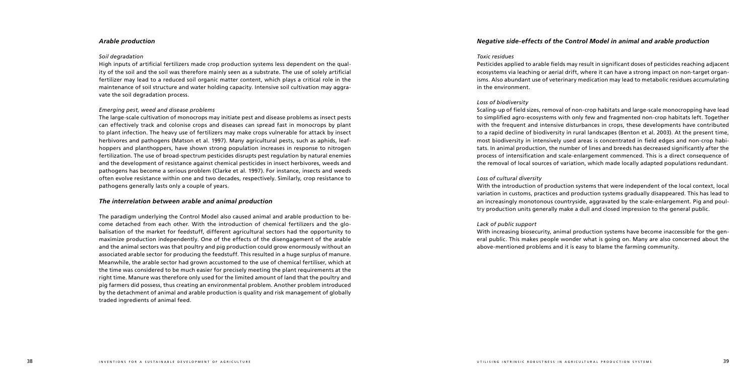### *Arable production*

#### *Soil degradation*

High inputs of artificial fertilizers made crop production systems less dependent on the quality of the soil and the soil was therefore mainly seen as a substrate. The use of solely artificial fertilizer may lead to a reduced soil organic matter content, which plays a critical role in the maintenance of soil structure and water holding capacity. Intensive soil cultivation may aggravate the soil degradation process.

#### *Emerging pest, weed and disease problems*

The large-scale cultivation of monocrops may initiate pest and disease problems as insect pests can effectively track and colonise crops and diseases can spread fast in monocrops by plant to plant infection. The heavy use of fertilizers may make crops vulnerable for attack by insect herbivores and pathogens (Matson et al. 1997). Many agricultural pests, such as aphids, leafhoppers and planthoppers, have shown strong population increases in response to nitrogen fertilization. The use of broad-spectrum pesticides disrupts pest regulation by natural enemies and the development of resistance against chemical pesticides in insect herbivores, weeds and pathogens has become a serious problem (Clarke et al. 1997). For instance, insects and weeds often evolve resistance within one and two decades, respectively. Similarly, crop resistance to pathogens generally lasts only a couple of years.

### *The interrelation between arable and animal production*

The paradigm underlying the Control Model also caused animal and arable production to become detached from each other. With the introduction of chemical fertilizers and the globalisation of the market for feedstuff, different agricultural sectors had the opportunity to maximize production independently. One of the effects of the disengagement of the arable and the animal sectors was that poultry and pig production could grow enormously without an associated arable sector for producing the feedstuff. This resulted in a huge surplus of manure. Meanwhile, the arable sector had grown accustomed to the use of chemical fertiliser, which at the time was considered to be much easier for precisely meeting the plant requirements at the right time. Manure was therefore only used for the limited amount of land that the poultry and pig farmers did possess, thus creating an environmental problem. Another problem introduced by the detachment of animal and arable production is quality and risk management of globally traded ingredients of animal feed.

### *Negative side-effects of the Control Model in animal and arable production*

#### *Toxic residues*

Pesticides applied to arable fields may result in significant doses of pesticides reaching adjacent ecosystems via leaching or aerial drift, where it can have a strong impact on non-target organisms. Also abundant use of veterinary medication may lead to metabolic residues accumulating in the environment.

#### *Loss of biodiversity*

Scaling-up of field sizes, removal of non-crop habitats and large-scale monocropping have lead to simplified agro-ecosystems with only few and fragmented non-crop habitats left. Together with the frequent and intensive disturbances in crops, these developments have contributed to a rapid decline of biodiversity in rural landscapes (Benton et al. 2003). At the present time, most biodiversity in intensively used areas is concentrated in field edges and non-crop habitats. In animal production, the number of lines and breeds has decreased significantly after the process of intensification and scale-enlargement commenced. This is a direct consequence of the removal of local sources of variation, which made locally adapted populations redundant.

#### *Loss of cultural diversity*

With the introduction of production systems that were independent of the local context, local variation in customs, practices and production systems gradually disappeared. This has lead to an increasingly monotonous countryside, aggravated by the scale-enlargement. Pig and poultry production units generally make a dull and closed impression to the general public.

#### *Lack of public support*

With increasing biosecurity, animal production systems have become inaccessible for the general public. This makes people wonder what is going on. Many are also concerned about the above-mentioned problems and it is easy to blame the farming community.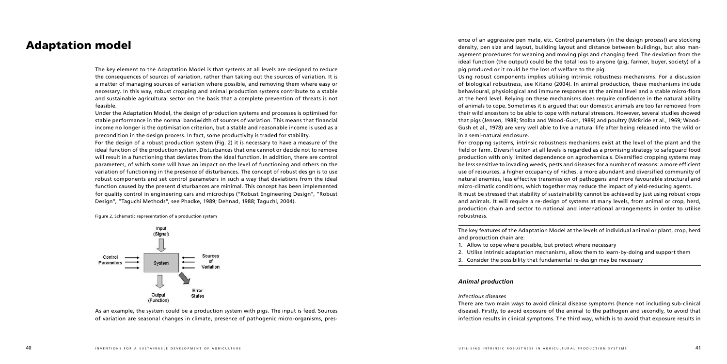# Adaptation model

The key element to the Adaptation Model is that systems at all levels are designed to reduce the consequences of sources of variation, rather than taking out the sources of variation. It is a matter of managing sources of variation where possible, and removing them where easy or necessary. In this way, robust cropping and animal production systems contribute to a stable and sustainable agricultural sector on the basis that a complete prevention of threats is not feasible.

Under the Adaptation Model, the design of production systems and processes is optimised for stable performance in the normal bandwidth of sources of variation. This means that financial income no longer is the optimisation criterion, but a stable and reasonable income is used as a precondition in the design process. In fact, some productivity is traded for stability.

For the design of a robust production system (Fig. 2) it is necessary to have a measure of the ideal function of the production system. Disturbances that one cannot or decide not to remove will result in a functioning that deviates from the ideal function. In addition, there are control parameters, of which some will have an impact on the level of functioning and others on the variation of functioning in the presence of disturbances. The concept of robust design is to use robust components and set control parameters in such a way that deviations from the ideal function caused by the present disturbances are minimal. This concept has been implemented for quality control in engineering cars and microchips ("Robust Engineering Design", "Robust Design", "Taguchi Methods", see Phadke, 1989; Dehnad, 1988; Taguchi, 2004).

Figure 2. Schematic representation of a production system

As an example, the system could be a production system with pigs. The input is feed. Sources of variation are seasonal changes in climate, presence of pathogenic micro-organisms, presence of an aggressive pen mate, etc. Control parameters (in the design process!) are stocking density, pen size and layout, building layout and distance between buildings, but also management procedures for weaning and moving pigs and changing feed. The deviation from the ideal function (the output) could be the total loss to anyone (pig, farmer, buyer, society) of a pig produced or it could be the loss of welfare to the pig.

Using robust components implies utilising intrinsic robustness mechanisms. For a discussion of biological robustness, see Kitano (2004). In animal production, these mechanisms include behavioural, physiological and immune responses at the animal level and a stable micro-flora at the herd level. Relying on these mechanisms does require confidence in the natural ability of animals to cope. Sometimes it is argued that our domestic animals are too far removed from their wild ancestors to be able to cope with natural stressors. However, several studies showed that pigs (Jensen, 1988; Stolba and Wood-Gush, 1989) and poultry (McBride et al., 1969; Wood-Gush et al., 1978) are very well able to live a natural life after being released into the wild or in a semi-natural enclosure.

For cropping systems, intrinsic robustness mechanisms exist at the level of the plant and the field or farm. Diversification at all levels is regarded as a promising strategy to safeguard food production with only limited dependence on agrochemicals. Diversified cropping systems may be less sensitive to invading weeds, pests and diseases for a number of reasons: a more efficient use of resources, a higher occupancy of niches, a more abundant and diversified community of natural enemies, less effective transmission of pathogens and more favourable structural and micro-climatic conditions, which together may reduce the impact of yield-reducing agents.

It must be stressed that stability of sustainability cannot be achieved by just using robust crops and animals. It will require a re-design of systems at many levels, from animal or crop, herd, production chain and sector to national and international arrangements in order to utilise robustness.

The key features of the Adaptation Model at the levels of individual animal or plant, crop, herd and production chain are:

1. Allow to cope where possible, but protect where necessary
2. Utilise intrinsic adaptation mechanisms, allow them to learn-by-doing and support them
3. Consider the possibility that fundamental re-design may be necessary

## *Animal production*

### *Infectious diseases*

There are two main ways to avoid clinical disease symptoms (hence not including sub-clinical disease). Firstly, to avoid exposure of the animal to the pathogen and secondly, to avoid that infection results in clinical symptoms. The third way, which is to avoid that exposure results in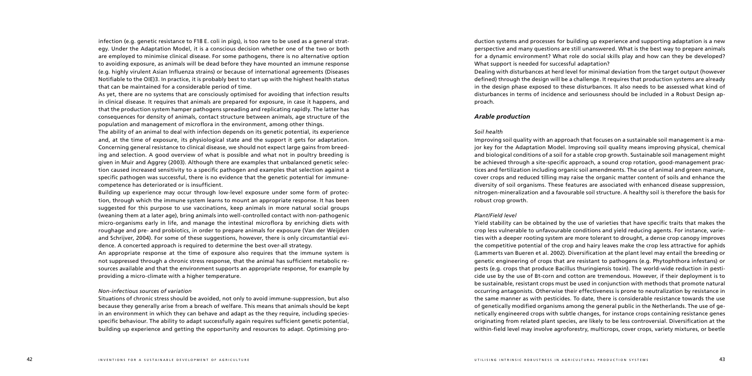infection (e.g. genetic resistance to F18 E. coli in pigs), is too rare to be used as a general strategy. Under the Adaptation Model, it is a conscious decision whether one of the two or both are employed to minimise clinical disease. For some pathogens, there is no alternative option to avoiding exposure, as animals will be dead before they have mounted an immune response (e.g. highly virulent Asian Influenza strains) or because of international agreements (Diseases Notifiable to the OIE)3. In practice, it is probably best to start up with the highest health status that can be maintained for a considerable period of time.

As yet, there are no systems that are consciously optimised for avoiding that infection results in clinical disease. It requires that animals are prepared for exposure, in case it happens, and that the production system hamper pathogens spreading and replicating rapidly. The latter has consequences for density of animals, contact structure between animals, age structure of the population and management of microflora in the environment, among other things.

The ability of an animal to deal with infection depends on its genetic potential, its experience and, at the time of exposure, its physiological state and the support it gets for adaptation. Concerning general resistance to clinical disease, we should not expect large gains from breeding and selection. A good overview of what is possible and what not in poultry breeding is given in Muir and Aggrey (2003). Although there are examples that unbalanced genetic selection caused increased sensitivity to a specific pathogen and examples that selection against a specific pathogen was successful, there is no evidence that the genetic potential for immunecompetence has deteriorated or is insufficient.

Building up experience may occur through low-level exposure under some form of protection, through which the immune system learns to mount an appropriate response. It has been suggested for this purpose to use vaccinations, keep animals in more natural social groups (weaning them at a later age), bring animals into well-controlled contact with non-pathogenic micro-organisms early in life, and manage the intestinal microflora by enriching diets with roughage and pre- and probiotics, in order to prepare animals for exposure (Van der Weijden and Schrijver, 2004). For some of these suggestions, however, there is only circumstantial evidence. A concerted approach is required to determine the best over-all strategy.

An appropriate response at the time of exposure also requires that the immune system is not suppressed through a chronic stress response, that the animal has sufficient metabolic resources available and that the environment supports an appropriate response, for example by providing a micro-climate with a higher temperature.

*Non-infectious sources of variation*

Situations of chronic stress should be avoided, not only to avoid immune-suppression, but also because they generally arise from a breach of welfare. This means that animals should be kept in an environment in which they can behave and adapt as the they require, including species-specific behaviour. The ability to adapt successfully again requires sufficient genetic potential, building up experience and getting the opportunity and resources to adapt. Optimising production systems and processes for building up experience and supporting adaptation is a new perspective and many questions are still unanswered. What is the best way to prepare animals for a dynamic environment? What role do social skills play and how can they be developed? What support is needed for successful adaptation?

Dealing with disturbances at herd level for minimal deviation from the target output (however defined) through the design will be a challenge. It requires that production systems are already in the design phase exposed to these disturbances. It also needs to be assessed what kind of disturbances in terms of incidence and seriousness should be included in a Robust Design approach.

## *Arable production*

*Soil health*

Improving soil quality with an approach that focuses on a sustainable soil management is a major key for the Adaptation Model. Improving soil quality means improving physical, chemical and biological conditions of a soil for a stable crop growth. Sustainable soil management might be achieved through a site-specific approach, a sound crop rotation, good-management practices and fertilization including organic soil amendments. The use of animal and green manure, cover crops and reduced tilling may raise the organic matter content of soils and enhance the diversity of soil organisms. These features are associated with enhanced disease suppression, nitrogen-mineralization and a favourable soil structure. A healthy soil is therefore the basis for robust crop growth.

*Plant/Field level*

Yield stability can be obtained by the use of varieties that have specific traits that makes the crop less vulnerable to unfavourable conditions and yield reducing agents. For instance, varieties with a deeper rooting system are more tolerant to drought, a dense crop canopy improves the competitive potential of the crop and hairy leaves make the crop less attractive for aphids (Lammerts van Bueren et al. 2002). Diversification at the plant level may entail the breeding or genetic engineering of crops that are resistant to pathogens (e.g. Phytophthora infestans) or pests (e.g. crops that produce Bacillus thuringiensis toxin). The world-wide reduction in pesticide use by the use of Bt-corn and cotton are tremendous. However, if their deployment is to be sustainable, resistant crops must be used in conjunction with methods that promote natural occurring antagonists. Otherwise their effectiveness is prone to neutralization by resistance in the same manner as with pesticides. To date, there is considerable resistance towards the use of genetically modified organisms among the general public in the Netherlands. The use of genetically engineered crops with subtle changes, for instance crops containing resistance genes originating from related plant species, are likely to be less controversial. Diversification at the within-field level may involve agroforestry, multicrops, cover crops, variety mixtures, or beetle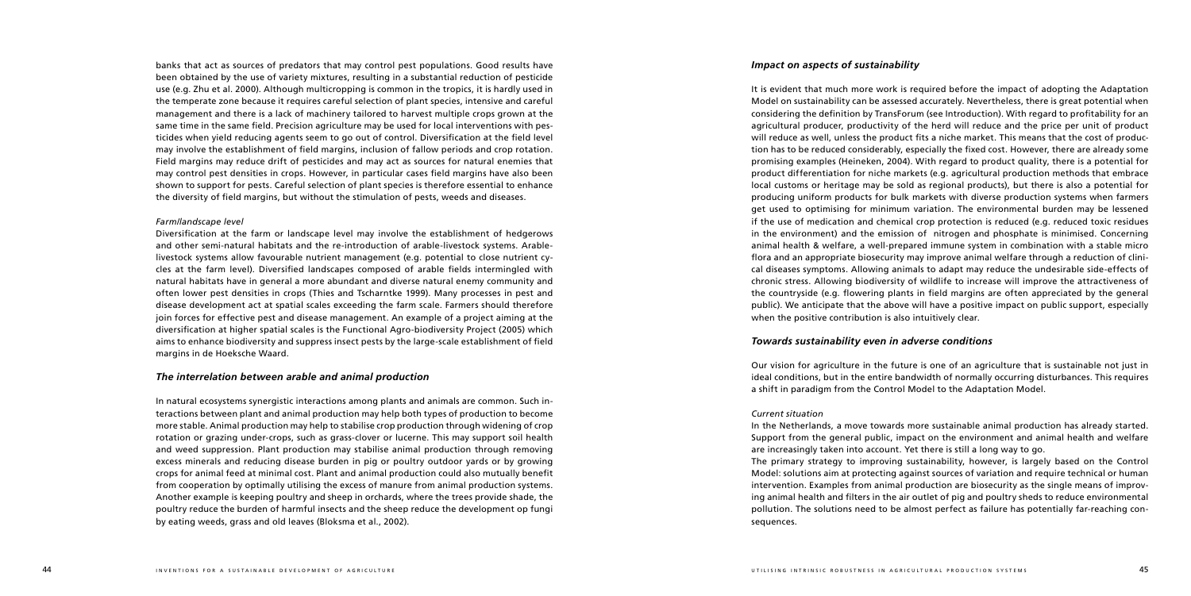banks that act as sources of predators that may control pest populations. Good results have been obtained by the use of variety mixtures, resulting in a substantial reduction of pesticide use (e.g. Zhu et al. 2000). Although multicropping is common in the tropics, it is hardly used in the temperate zone because it requires careful selection of plant species, intensive and careful management and there is a lack of machinery tailored to harvest multiple crops grown at the same time in the same field. Precision agriculture may be used for local interventions with pesticides when yield reducing agents seem to go out of control. Diversification at the field level may involve the establishment of field margins, inclusion of fallow periods and crop rotation. Field margins may reduce drift of pesticides and may act as sources for natural enemies that may control pest densities in crops. However, in particular cases field margins have also been shown to support for pests. Careful selection of plant species is therefore essential to enhance the diversity of field margins, but without the stimulation of pests, weeds and diseases.

*Farm/landscape level*

Diversification at the farm or landscape level may involve the establishment of hedgerows and other semi-natural habitats and the re-introduction of arable-livestock systems. Arable-livestock systems allow favourable nutrient management (e.g. potential to close nutrient cycles at the farm level). Diversified landscapes composed of arable fields intermingled with natural habitats have in general a more abundant and diverse natural enemy community and often lower pest densities in crops (Thies and Tscharntke 1999). Many processes in pest and disease development act at spatial scales exceeding the farm scale. Farmers should therefore join forces for effective pest and disease management. An example of a project aiming at the diversification at higher spatial scales is the Functional Agro-biodiversity Project (2005) which aims to enhance biodiversity and suppress insect pests by the large-scale establishment of field margins in de Hoeksche Waard.

## *The interrelation between arable and animal production*

In natural ecosystems synergistic interactions among plants and animals are common. Such interactions between plant and animal production may help both types of production to become more stable. Animal production may help to stabilise crop production through widening of crop rotation or grazing under-crops, such as grass-clover or lucerne. This may support soil health and weed suppression. Plant production may stabilise animal production through removing excess minerals and reducing disease burden in pig or poultry outdoor yards or by growing crops for animal feed at minimal cost. Plant and animal production could also mutually benefit from cooperation by optimally utilising the excess of manure from animal production systems. Another example is keeping poultry and sheep in orchards, where the trees provide shade, the poultry reduce the burden of harmful insects and the sheep reduce the development op fungi by eating weeds, grass and old leaves (Bloksma et al., 2002).

## *Impact on aspects of sustainability*

It is evident that much more work is required before the impact of adopting the Adaptation Model on sustainability can be assessed accurately. Nevertheless, there is great potential when considering the definition by TransForum (see Introduction). With regard to profitability for an agricultural producer, productivity of the herd will reduce and the price per unit of product will reduce as well, unless the product fits a niche market. This means that the cost of production has to be reduced considerably, especially the fixed cost. However, there are already some promising examples (Heineken, 2004). With regard to product quality, there is a potential for product differentiation for niche markets (e.g. agricultural production methods that embrace local customs or heritage may be sold as regional products), but there is also a potential for producing uniform products for bulk markets with diverse production systems when farmers get used to optimising for minimum variation. The environmental burden may be lessened if the use of medication and chemical crop protection is reduced (e.g. reduced toxic residues in the environment) and the emission of nitrogen and phosphate is minimised. Concerning animal health & welfare, a well-prepared immune system in combination with a stable micro flora and an appropriate biosecurity may improve animal welfare through a reduction of clinical diseases symptoms. Allowing animals to adapt may reduce the undesirable side-effects of chronic stress. Allowing biodiversity of wildlife to increase will improve the attractiveness of the countryside (e.g. flowering plants in field margins are often appreciated by the general public). We anticipate that the above will have a positive impact on public support, especially when the positive contribution is also intuitively clear.

## *Towards sustainability even in adverse conditions*

Our vision for agriculture in the future is one of an agriculture that is sustainable not just in ideal conditions, but in the entire bandwidth of normally occurring disturbances. This requires a shift in paradigm from the Control Model to the Adaptation Model.

*Current situation*

In the Netherlands, a move towards more sustainable animal production has already started. Support from the general public, impact on the environment and animal health and welfare are increasingly taken into account. Yet there is still a long way to go.

The primary strategy to improving sustainability, however, is largely based on the Control Model: solutions aim at protecting against sources of variation and require technical or human intervention. Examples from animal production are biosecurity as the single means of improving animal health and filters in the air outlet of pig and poultry sheds to reduce environmental pollution. The solutions need to be almost perfect as failure has potentially far-reaching consequences.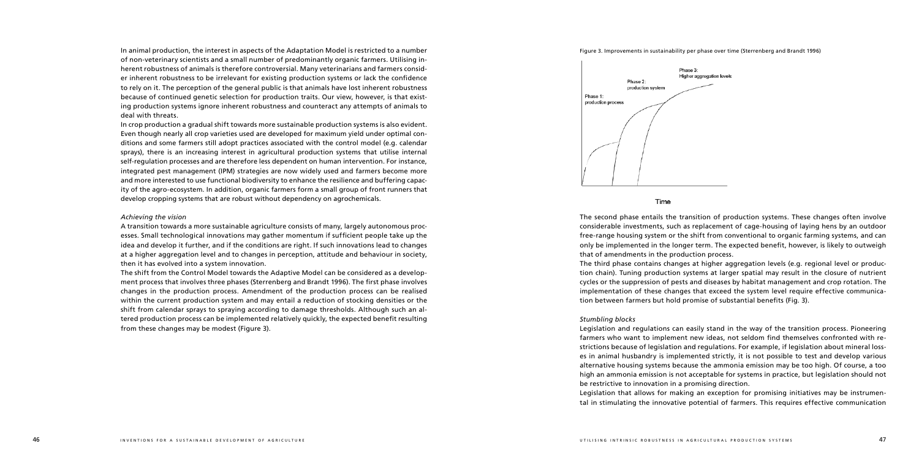In animal production, the interest in aspects of the Adaptation Model is restricted to a number of non-veterinary scientists and a small number of predominantly organic farmers. Utilising inherent robustness of animals is therefore controversial. Many veterinarians and farmers consider inherent robustness to be irrelevant for existing production systems or lack the confidence to rely on it. The perception of the general public is that animals have lost inherent robustness because of continued genetic selection for production traits. Our view, however, is that existing production systems ignore inherent robustness and counteract any attempts of animals to deal with threats.

In crop production a gradual shift towards more sustainable production systems is also evident. Even though nearly all crop varieties used are developed for maximum yield under optimal conditions and some farmers still adopt practices associated with the control model (e.g. calendar sprays), there is an increasing interest in agricultural production systems that utilise internal self-regulation processes and are therefore less dependent on human intervention. For instance, integrated pest management (IPM) strategies are now widely used and farmers become more and more interested to use functional biodiversity to enhance the resilience and buffering capacity of the agro-ecosystem. In addition, organic farmers form a small group of front runners that develop cropping systems that are robust without dependency on agrochemicals.

*Achieving the vision*

A transition towards a more sustainable agriculture consists of many, largely autonomous processes. Small technological innovations may gather momentum if sufficient people take up the idea and develop it further, and if the conditions are right. If such innovations lead to changes at a higher aggregation level and to changes in perception, attitude and behaviour in society, then it has evolved into a system innovation.

The shift from the Control Model towards the Adaptive Model can be considered as a development process that involves three phases (Sterrenberg and Brandt 1996). The first phase involves changes in the production process. Amendment of the production process can be realised within the current production system and may entail a reduction of stocking densities or the shift from calendar sprays to spraying according to damage thresholds. Although such an altered production process can be implemented relatively quickly, the expected benefit resulting from these changes may be modest (Figure 3).

Figure 3. Improvements in sustainability per phase over time (Sterrenberg and Brandt 1996)

Phase 1: production process

Phase 2: production system

Phase 3: Higher aggregation levels

Time

The second phase entails the transition of production systems. These changes often involve considerable investments, such as replacement of cage-housing of laying hens by an outdoor free-range housing system or the shift from conventional to organic farming systems, and can only be implemented in the longer term. The expected benefit, however, is likely to outweigh that of amendments in the production process.

The third phase contains changes at higher aggregation levels (e.g. regional level or production chain). Tuning production systems at larger spatial may result in the closure of nutrient cycles or the suppression of pests and diseases by habitat management and crop rotation. The implementation of these changes that exceed the system level require effective communication between farmers but hold promise of substantial benefits (Fig. 3).

*Stumbling blocks*

Legislation and regulations can easily stand in the way of the transition process. Pioneering farmers who want to implement new ideas, not seldom find themselves confronted with restrictions because of legislation and regulations. For example, if legislation about mineral losses in animal husbandry is implemented strictly, it is not possible to test and develop various alternative housing systems because the ammonia emission may be too high. Of course, a too high an ammonia emission is not acceptable for systems in practice, but legislation should not be restrictive to innovation in a promising direction.

Legislation that allows for making an exception for promising initiatives may be instrumental in stimulating the innovative potential of farmers. This requires effective communication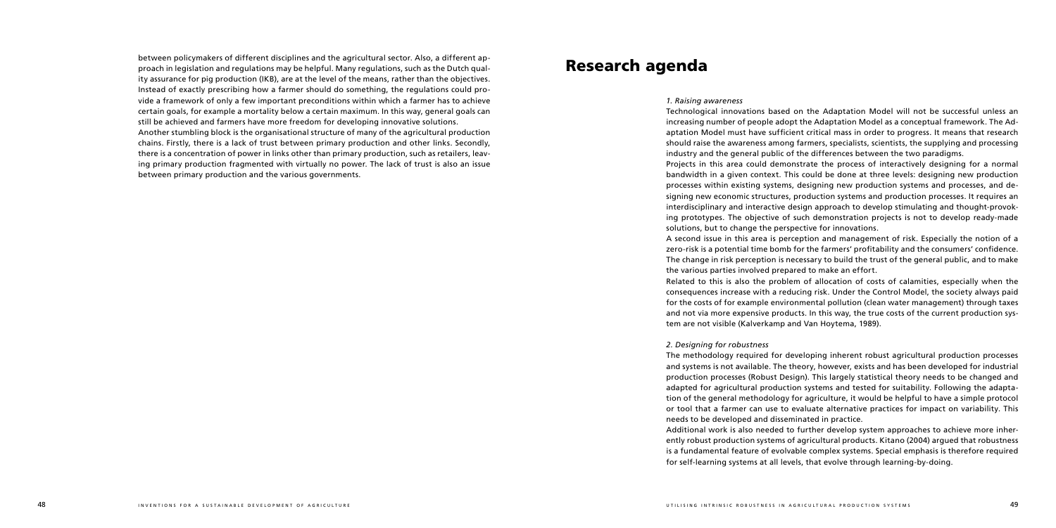between policymakers of different disciplines and the agricultural sector. Also, a different approach in legislation and regulations may be helpful. Many regulations, such as the Dutch quality assurance for pig production (IKB), are at the level of the means, rather than the objectives. Instead of exactly prescribing how a farmer should do something, the regulations could provide a framework of only a few important preconditions within which a farmer has to achieve certain goals, for example a mortality below a certain maximum. In this way, general goals can still be achieved and farmers have more freedom for developing innovative solutions.

Another stumbling block is the organisational structure of many of the agricultural production chains. Firstly, there is a lack of trust between primary production and other links. Secondly, there is a concentration of power in links other than primary production, such as retailers, leaving primary production fragmented with virtually no power. The lack of trust is also an issue between primary production and the various governments.

# Research agenda

*1. Raising awareness*

Technological innovations based on the Adaptation Model will not be successful unless an increasing number of people adopt the Adaptation Model as a conceptual framework. The Adaptation Model must have sufficient critical mass in order to progress. It means that research should raise the awareness among farmers, specialists, scientists, the supplying and processing industry and the general public of the differences between the two paradigms.

Projects in this area could demonstrate the process of interactively designing for a normal bandwidth in a given context. This could be done at three levels: designing new production processes within existing systems, designing new production systems and processes, and designing new economic structures, production systems and production processes. It requires an interdisciplinary and interactive design approach to develop stimulating and thought-provoking prototypes. The objective of such demonstration projects is not to develop ready-made solutions, but to change the perspective for innovations.

A second issue in this area is perception and management of risk. Especially the notion of a zero-risk is a potential time bomb for the farmers' profitability and the consumers' confidence. The change in risk perception is necessary to build the trust of the general public, and to make the various parties involved prepared to make an effort.

Related to this is also the problem of allocation of costs of calamities, especially when the consequences increase with a reducing risk. Under the Control Model, the society always paid for the costs of for example environmental pollution (clean water management) through taxes and not via more expensive products. In this way, the true costs of the current production system are not visible (Kalverkamp and Van Hoytema, 1989).

*2. Designing for robustness*

The methodology required for developing inherent robust agricultural production processes and systems is not available. The theory, however, exists and has been developed for industrial production processes (Robust Design). This largely statistical theory needs to be changed and adapted for agricultural production systems and tested for suitability. Following the adaptation of the general methodology for agriculture, it would be helpful to have a simple protocol or tool that a farmer can use to evaluate alternative practices for impact on variability. This needs to be developed and disseminated in practice.

Additional work is also needed to further develop system approaches to achieve more inherently robust production systems of agricultural products. Kitano (2004) argued that robustness is a fundamental feature of evolvable complex systems. Special emphasis is therefore required for self-learning systems at all levels, that evolve through learning-by-doing.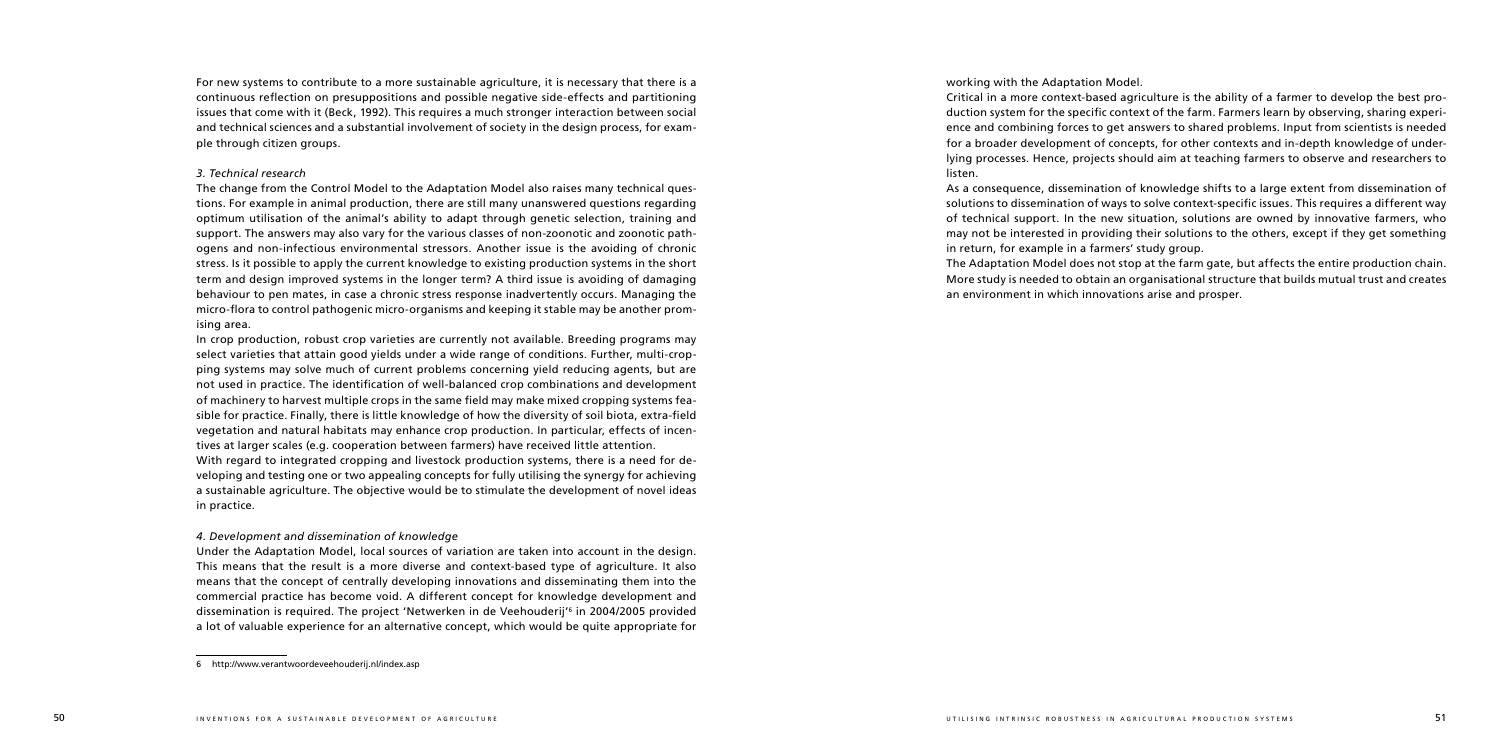For new systems to contribute to a more sustainable agriculture, it is necessary that there is a continuous reflection on presuppositions and possible negative side-effects and partitioning issues that come with it (Beck, 1992). This requires a much stronger interaction between social and technical sciences and a substantial involvement of society in the design process, for example through citizen groups.

### *3. Technical research*

The change from the Control Model to the Adaptation Model also raises many technical questions. For example in animal production, there are still many unanswered questions regarding optimum utilisation of the animal's ability to adapt through genetic selection, training and support. The answers may also vary for the various classes of non-zoonotic and zoonotic pathogens and non-infectious environmental stressors. Another issue is the avoiding of chronic stress. Is it possible to apply the current knowledge to existing production systems in the short term and design improved systems in the longer term? A third issue is avoiding of damaging behaviour to pen mates, in case a chronic stress response inadvertently occurs. Managing the micro-flora to control pathogenic micro-organisms and keeping it stable may be another promising area.

In crop production, robust crop varieties are currently not available. Breeding programs may select varieties that attain good yields under a wide range of conditions. Further, multi-cropping systems may solve much of current problems concerning yield reducing agents, but are not used in practice. The identification of well-balanced crop combinations and development of machinery to harvest multiple crops in the same field may make mixed cropping systems feasible for practice. Finally, there is little knowledge of how the diversity of soil biota, extra-field vegetation and natural habitats may enhance crop production. In particular, effects of incentives at larger scales (e.g. cooperation between farmers) have received little attention.

With regard to integrated cropping and livestock production systems, there is a need for developing and testing one or two appealing concepts for fully utilising the synergy for achieving a sustainable agriculture. The objective would be to stimulate the development of novel ideas in practice.

### *4. Development and dissemination of knowledge*

Under the Adaptation Model, local sources of variation are taken into account in the design. This means that the result is a more diverse and context-based type of agriculture. It also means that the concept of centrally developing innovations and disseminating them into the commercial practice has become void. A different concept for knowledge development and dissemination is required. The project 'Netwerken in de Veehouderij'[6] in 2004/2005 provided a lot of valuable experience for an alternative concept, which would be quite appropriate for working with the Adaptation Model.

Critical in a more context-based agriculture is the ability of a farmer to develop the best production system for the specific context of the farm. Farmers learn by observing, sharing experience and combining forces to get answers to shared problems. Input from scientists is needed for a broader development of concepts, for other contexts and in-depth knowledge of underlying processes. Hence, projects should aim at teaching farmers to observe and researchers to listen.

As a consequence, dissemination of knowledge shifts to a large extent from dissemination of solutions to dissemination of ways to solve context-specific issues. This requires a different way of technical support. In the new situation, solutions are owned by innovative farmers, who may not be interested in providing their solutions to the others, except if they get something in return, for example in a farmers' study group.

The Adaptation Model does not stop at the farm gate, but affects the entire production chain. More study is needed to obtain an organisational structure that builds mutual trust and creates an environment in which innovations arise and prosper.

---

6 http://www.verantwoordeveehouderij.nl/index.asp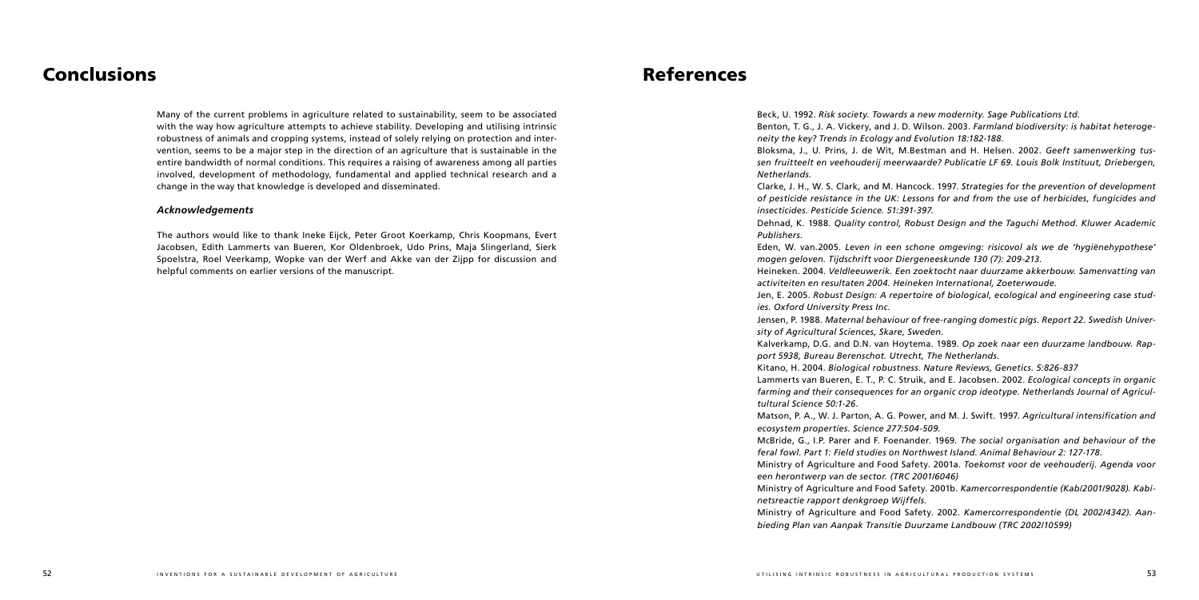# Conclusions

Many of the current problems in agriculture related to sustainability, seem to be associated with the way how agriculture attempts to achieve stability. Developing and utilising intrinsic robustness of animals and cropping systems, instead of solely relying on protection and intervention, seems to be a major step in the direction of an agriculture that is sustainable in the entire bandwidth of normal conditions. This requires a raising of awareness among all parties involved, development of methodology, fundamental and applied technical research and a change in the way that knowledge is developed and disseminated.

### *Acknowledgements*

The authors would like to thank Ineke Eijck, Peter Groot Koerkamp, Chris Koopmans, Evert Jacobsen, Edith Lammerts van Bueren, Kor Oldenbroek, Udo Prins, Maja Slingerland, Sierk Spoelstra, Roel Veerkamp, Wopke van der Werf and Akke van der Zijpp for discussion and helpful comments on earlier versions of the manuscript.

# References

Beck, U. 1992. *Risk society. Towards a new modernity. Sage Publications Ltd.*

Benton, T. G., J. A. Vickery, and J. D. Wilson. 2003. *Farmland biodiversity: is habitat heterogeneity the key? Trends in Ecology and Evolution 18:182-188.*

Bloksma, J., U. Prins, J. de Wit, M.Bestman and H. Helsen. 2002. *Geeft samenwerking tussen fruitteelt en veehouderij meerwaarde? Publicatie LF 69. Louis Bolk Instituut, Driebergen, Netherlands.*

Clarke, J. H., W. S. Clark, and M. Hancock. 1997. *Strategies for the prevention of development of pesticide resistance in the UK: Lessons for and from the use of herbicides, fungicides and insecticides. Pesticide Science. 51:391-397.*

Dehnad, K. 1988. *Quality control, Robust Design and the Taguchi Method. Kluwer Academic Publishers.*

Eden, W. van.2005. *Leven in een schone omgeving: risicovol als we de 'hygiënehypothese' mogen geloven. Tijdschrift voor Diergeneeskunde 130 (7): 209-213.*

Heineken. 2004. *Veldleeuwerik. Een zoektocht naar duurzame akkerbouw. Samenvatting van activiteiten en resultaten 2004. Heineken International, Zoeterwoude.*

Jen, E. 2005. *Robust Design: A repertoire of biological, ecological and engineering case studies. Oxford University Press Inc.*

Jensen, P. 1988. *Maternal behaviour of free-ranging domestic pigs. Report 22. Swedish University of Agricultural Sciences, Skare, Sweden.*

Kalverkamp, D.G. and D.N. van Hoytema. 1989. *Op zoek naar een duurzame landbouw. Rapport 5938, Bureau Berenschot. Utrecht, The Netherlands.*

Kitano, H. 2004. *Biological robustness. Nature Reviews, Genetics. 5:826-837*

Lammerts van Bueren, E. T., P. C. Struik, and E. Jacobsen. 2002. *Ecological concepts in organic farming and their consequences for an organic crop ideotype. Netherlands Journal of Agricultural Science 50:1-26.*

Matson, P. A., W. J. Parton, A. G. Power, and M. J. Swift. 1997. *Agricultural intensification and ecosystem properties. Science 277:504-509.*

McBride, G., I.P. Parer and F. Foenander. 1969. *The social organisation and behaviour of the feral fowl. Part 1: Field studies on Northwest Island. Animal Behaviour 2: 127-178.*

Ministry of Agriculture and Food Safety. 2001a. *Toekomst voor de veehouderij. Agenda voor een herontwerp van de sector. (TRC 2001/6046)*

Ministry of Agriculture and Food Safety. 2001b. *Kamercorrespondentie (Kab/2001/9028). Kabinetsreactie rapport denkgroep Wijffels.*

Ministry of Agriculture and Food Safety. 2002. *Kamercorrespondentie (DL 2002/4342). Aanbieding Plan van Aanpak Transitie Duurzame Landbouw (TRC 2002/10599)*